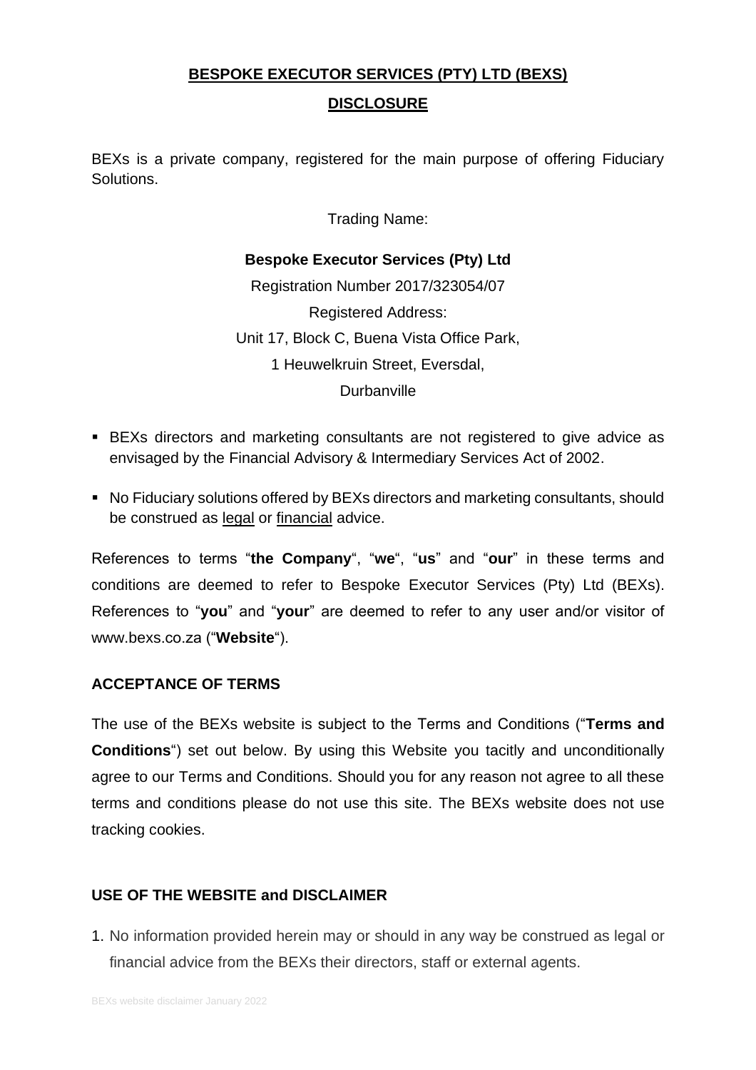**BESPOKE EXECUTOR SERVICES (PTY) LTD (BEXS)**

**DISCLOSURE**

BEXs is a private company, registered for the main purpose of offering Fiduciary Solutions.

Trading Name:

**Bespoke Executor Services (Pty) Ltd**

Registration Number 2017/323054/07

Registered Address:

Unit 17, Block C, Buena Vista Office Park,

1 Heuwelkruin Street, Eversdal,

Durbanville

- BEXs directors and marketing consultants are not registered to give advice as envisaged by the Financial Advisory & Intermediary Services Act of 2002.
- No Fiduciary solutions offered by BEXs directors and marketing consultants, should be construed as legal or financial advice.

References to terms "**the Company**", "**we**", "**us**" and "**our**" in these terms and conditions are deemed to refer to Bespoke Executor Services (Pty) Ltd (BEXs). References to "**you**" and "**your**" are deemed to refer to any user and/or visitor of www.bexs.co.za ("**Website**").

## ACCEPTANCE OF TERMS

The use of the BEXs website is subject to the Terms and Conditions ("**Terms and Conditions**") set out below. By using this Website you tacitly and unconditionally agree to our Terms and Conditions. Should you for any reason not agree to all these terms and conditions please do not use this site. The BEXs website does not use tracking cookies.

## USE OF THE WEBSITE and DISCLAIMER

1. No information provided herein may or should in any way be construed as legal or financial advice from the BEXs their directors, staff or external agents.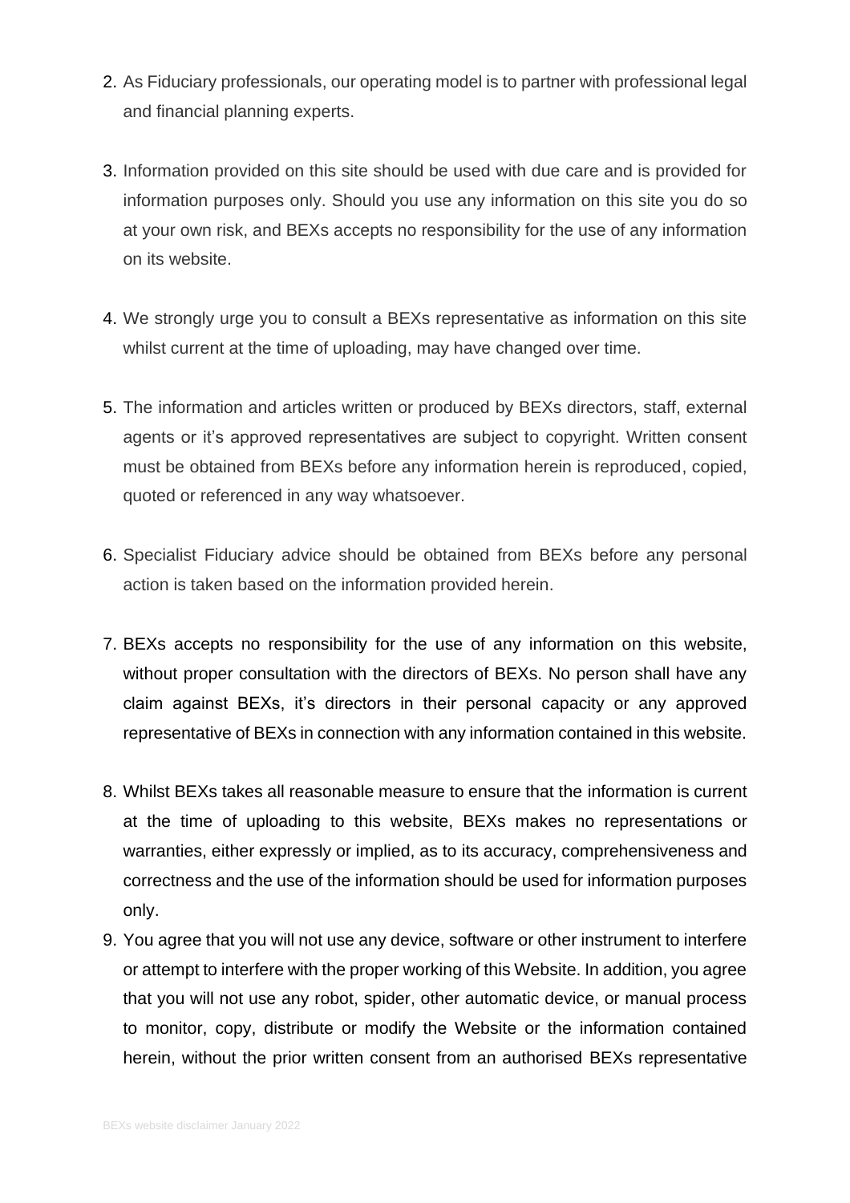2. As Fiduciary professionals, our operating model is to partner with professional legal and financial planning experts.

3. Information provided on this site should be used with due care and is provided for information purposes only. Should you use any information on this site you do so at your own risk, and BEXs accepts no responsibility for the use of any information on its website.

4. We strongly urge you to consult a BEXs representative as information on this site whilst current at the time of uploading, may have changed over time.

5. The information and articles written or produced by BEXs directors, staff, external agents or it's approved representatives are subject to copyright. Written consent must be obtained from BEXs before any information herein is reproduced, copied, quoted or referenced in any way whatsoever.

6. Specialist Fiduciary advice should be obtained from BEXs before any personal action is taken based on the information provided herein.

7. BEXs accepts no responsibility for the use of any information on this website, without proper consultation with the directors of BEXs. No person shall have any claim against BEXs, it's directors in their personal capacity or any approved representative of BEXs in connection with any information contained in this website.

8. Whilst BEXs takes all reasonable measure to ensure that the information is current at the time of uploading to this website, BEXs makes no representations or warranties, either expressly or implied, as to its accuracy, comprehensiveness and correctness and the use of the information should be used for information purposes only.
9. You agree that you will not use any device, software or other instrument to interfere or attempt to interfere with the proper working of this Website. In addition, you agree that you will not use any robot, spider, other automatic device, or manual process to monitor, copy, distribute or modify the Website or the information contained herein, without the prior written consent from an authorised BEXs representative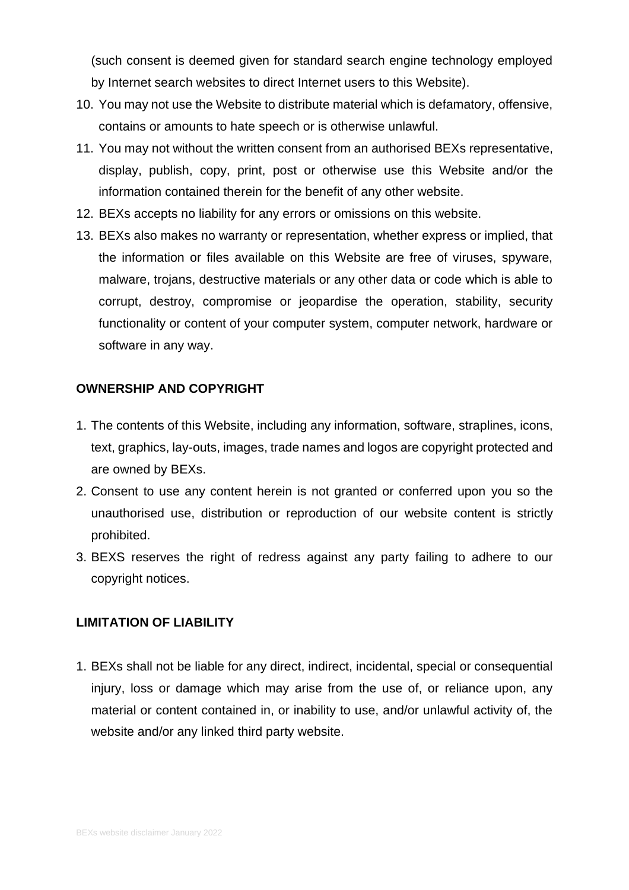(such consent is deemed given for standard search engine technology employed by Internet search websites to direct Internet users to this Website).

10. You may not use the Website to distribute material which is defamatory, offensive, contains or amounts to hate speech or is otherwise unlawful.
11. You may not without the written consent from an authorised BEXs representative, display, publish, copy, print, post or otherwise use this Website and/or the information contained therein for the benefit of any other website.
12. BEXs accepts no liability for any errors or omissions on this website.
13. BEXs also makes no warranty or representation, whether express or implied, that the information or files available on this Website are free of viruses, spyware, malware, trojans, destructive materials or any other data or code which is able to corrupt, destroy, compromise or jeopardise the operation, stability, security functionality or content of your computer system, computer network, hardware or software in any way.

**OWNERSHIP AND COPYRIGHT**

1. The contents of this Website, including any information, software, straplines, icons, text, graphics, lay-outs, images, trade names and logos are copyright protected and are owned by BEXs.
2. Consent to use any content herein is not granted or conferred upon you so the unauthorised use, distribution or reproduction of our website content is strictly prohibited.
3. BEXS reserves the right of redress against any party failing to adhere to our copyright notices.

**LIMITATION OF LIABILITY**

1. BEXs shall not be liable for any direct, indirect, incidental, special or consequential injury, loss or damage which may arise from the use of, or reliance upon, any material or content contained in, or inability to use, and/or unlawful activity of, the website and/or any linked third party website.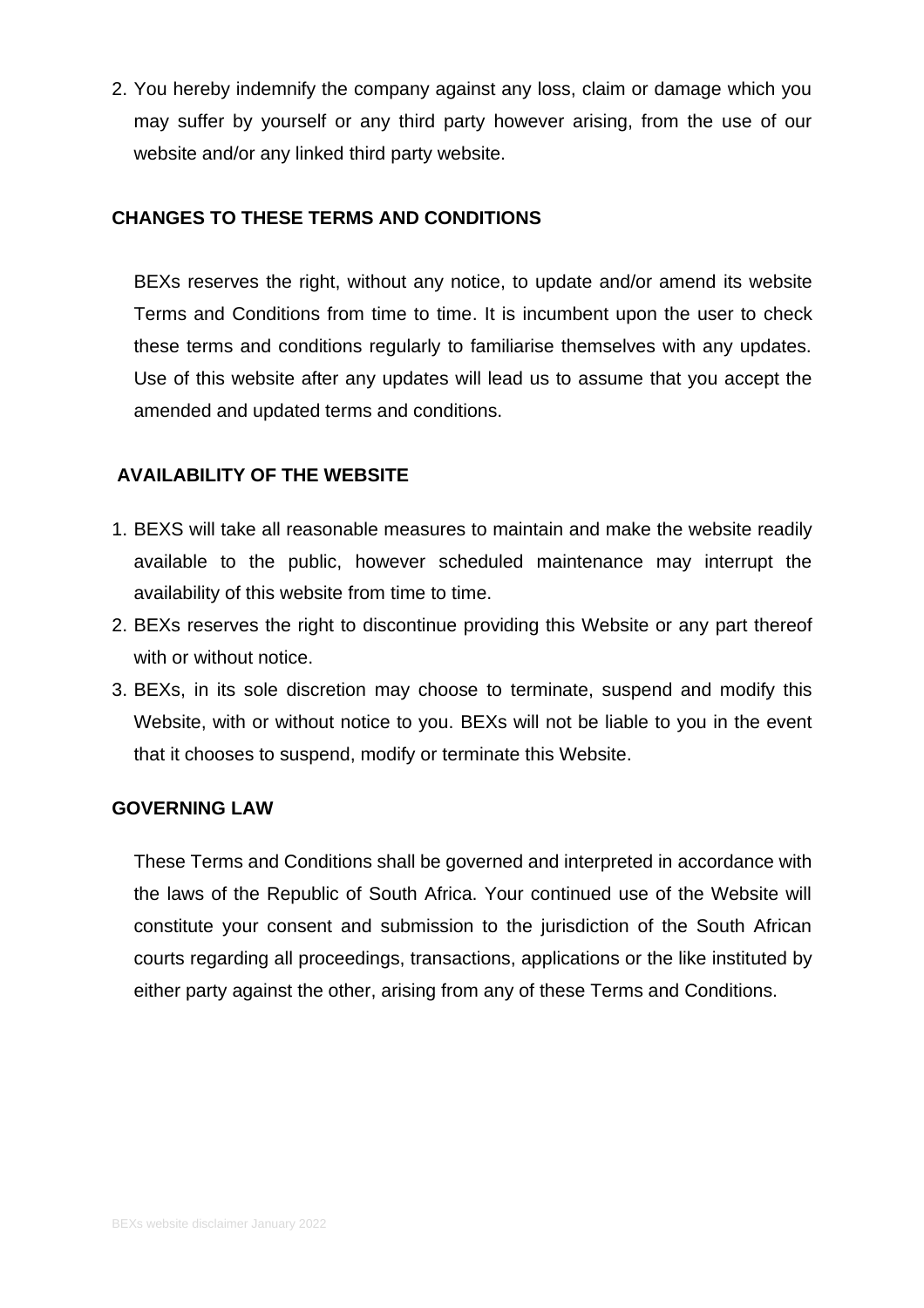2. You hereby indemnify the company against any loss, claim or damage which you may suffer by yourself or any third party however arising, from the use of our website and/or any linked third party website.

**CHANGES TO THESE TERMS AND CONDITIONS**

BEXs reserves the right, without any notice, to update and/or amend its website Terms and Conditions from time to time. It is incumbent upon the user to check these terms and conditions regularly to familiarise themselves with any updates. Use of this website after any updates will lead us to assume that you accept the amended and updated terms and conditions.

**AVAILABILITY OF THE WEBSITE**

1. BEXS will take all reasonable measures to maintain and make the website readily available to the public, however scheduled maintenance may interrupt the availability of this website from time to time.
2. BEXs reserves the right to discontinue providing this Website or any part thereof with or without notice.
3. BEXs, in its sole discretion may choose to terminate, suspend and modify this Website, with or without notice to you. BEXs will not be liable to you in the event that it chooses to suspend, modify or terminate this Website.

**GOVERNING LAW**

These Terms and Conditions shall be governed and interpreted in accordance with the laws of the Republic of South Africa. Your continued use of the Website will constitute your consent and submission to the jurisdiction of the South African courts regarding all proceedings, transactions, applications or the like instituted by either party against the other, arising from any of these Terms and Conditions.